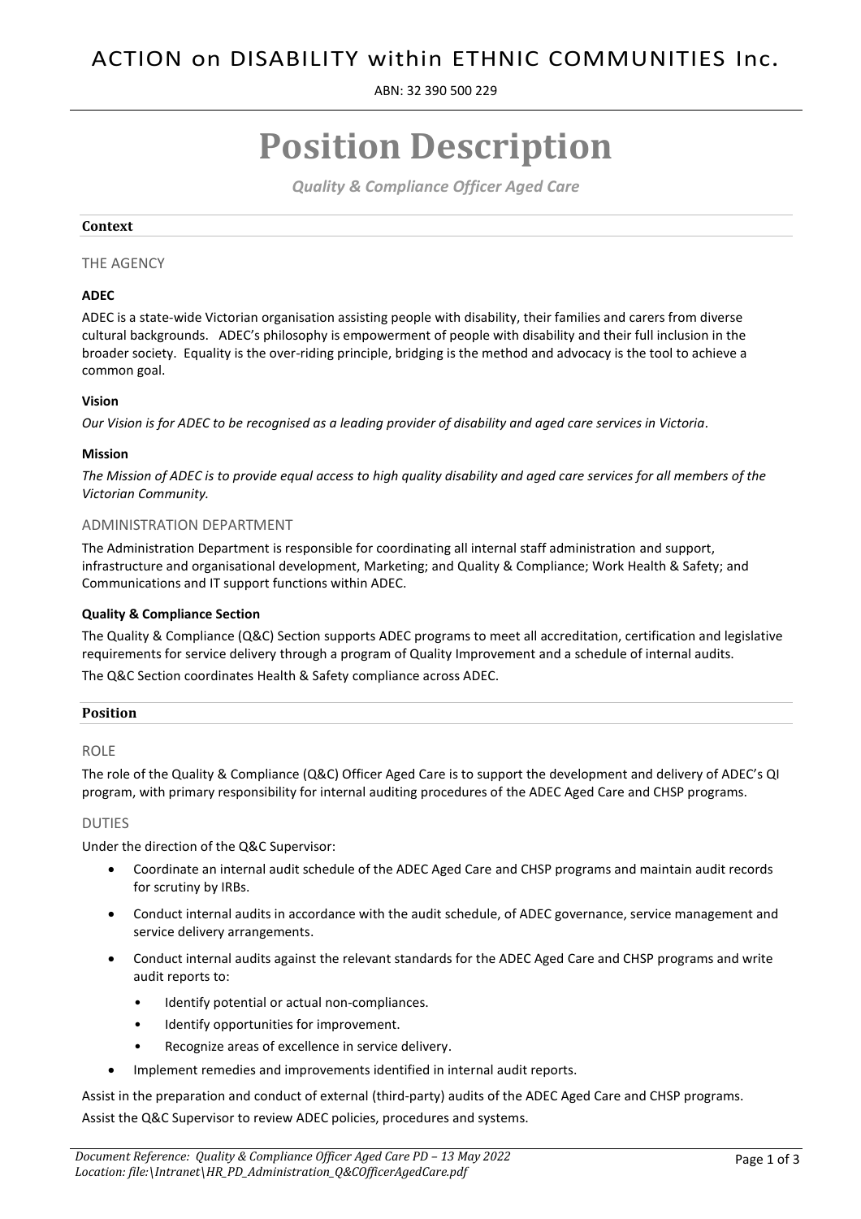ACTION on DISABILITY within ETHNIC COMMUNITIES Inc.

ABN: 32 390 500 229

# Position Description

*Quality & Compliance Officer Aged Care*

## Context

### THE AGENCY

**ADEC**

ADEC is a state-wide Victorian organisation assisting people with disability, their families and carers from diverse cultural backgrounds. ADEC's philosophy is empowerment of people with disability and their full inclusion in the broader society. Equality is the over-riding principle, bridging is the method and advocacy is the tool to achieve a common goal.

**Vision**

*Our Vision is for ADEC to be recognised as a leading provider of disability and aged care services in Victoria.*

**Mission**

*The Mission of ADEC is to provide equal access to high quality disability and aged care services for all members of the Victorian Community.*

### ADMINISTRATION DEPARTMENT

The Administration Department is responsible for coordinating all internal staff administration and support, infrastructure and organisational development, Marketing; and Quality & Compliance; Work Health & Safety; and Communications and IT support functions within ADEC.

**Quality & Compliance Section**

The Quality & Compliance (Q&C) Section supports ADEC programs to meet all accreditation, certification and legislative requirements for service delivery through a program of Quality Improvement and a schedule of internal audits.

The Q&C Section coordinates Health & Safety compliance across ADEC.

## Position

### ROLE

The role of the Quality & Compliance (Q&C) Officer Aged Care is to support the development and delivery of ADEC's QI program, with primary responsibility for internal auditing procedures of the ADEC Aged Care and CHSP programs.

### DUTIES

Under the direction of the Q&C Supervisor:

- Coordinate an internal audit schedule of the ADEC Aged Care and CHSP programs and maintain audit records for scrutiny by IRBs.
- Conduct internal audits in accordance with the audit schedule, of ADEC governance, service management and service delivery arrangements.
- Conduct internal audits against the relevant standards for the ADEC Aged Care and CHSP programs and write audit reports to:
    - Identify potential or actual non-compliances.
    - Identify opportunities for improvement.
    - Recognize areas of excellence in service delivery.
- Implement remedies and improvements identified in internal audit reports.

Assist in the preparation and conduct of external (third-party) audits of the ADEC Aged Care and CHSP programs.

Assist the Q&C Supervisor to review ADEC policies, procedures and systems.

*Document Reference: Quality & Compliance Officer Aged Care PD – 13 May 2022*
*Location: file:\Intranet\HR_PD_Administration_Q&COfficerAgedCare.pdf*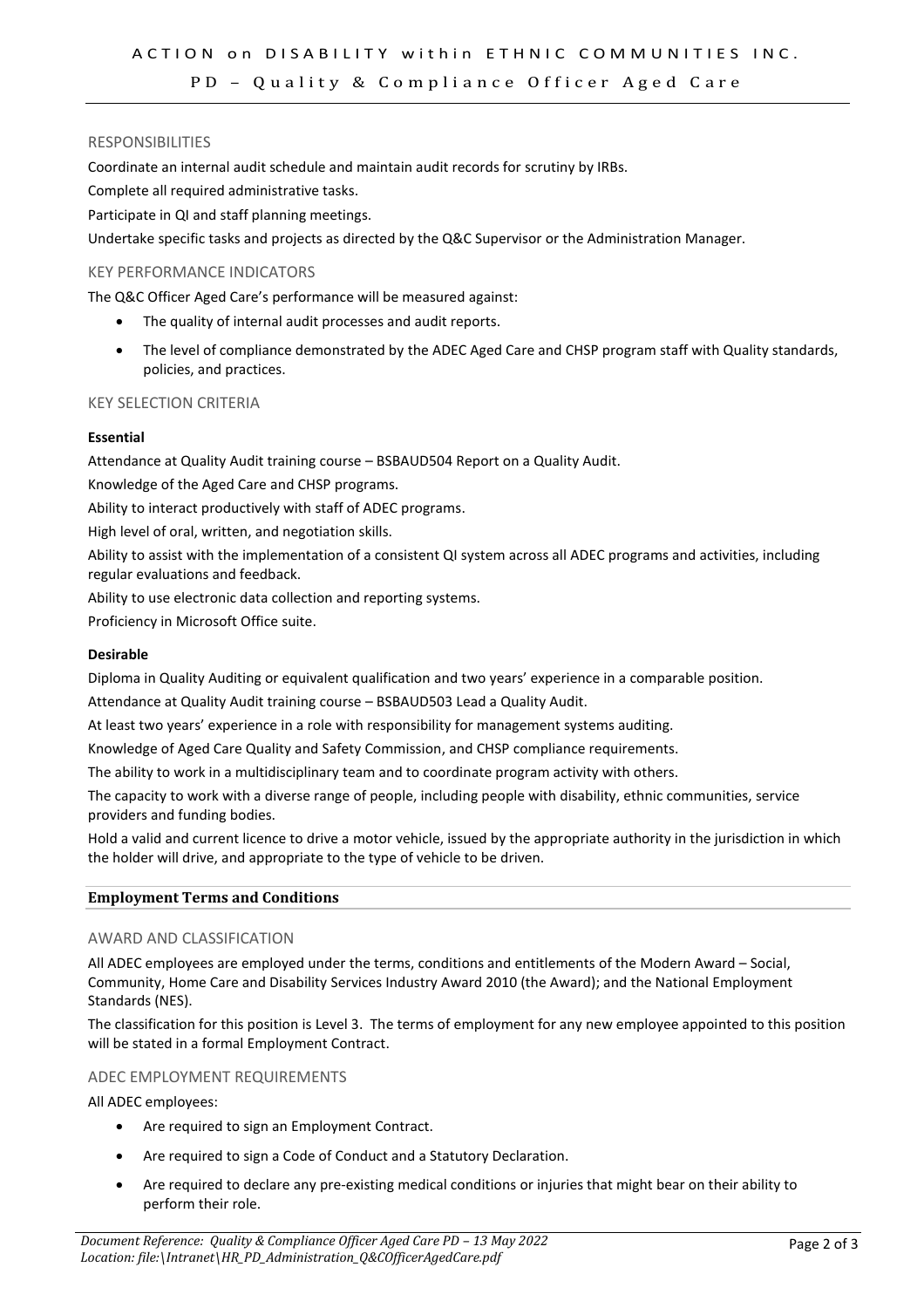### RESPONSIBILITIES

Coordinate an internal audit schedule and maintain audit records for scrutiny by IRBs.

Complete all required administrative tasks.

Participate in QI and staff planning meetings.

Undertake specific tasks and projects as directed by the Q&C Supervisor or the Administration Manager.

### KEY PERFORMANCE INDICATORS

The Q&C Officer Aged Care's performance will be measured against:

- The quality of internal audit processes and audit reports.
- The level of compliance demonstrated by the ADEC Aged Care and CHSP program staff with Quality standards, policies, and practices.

### KEY SELECTION CRITERIA

**Essential**

Attendance at Quality Audit training course – BSBAUD504 Report on a Quality Audit.

Knowledge of the Aged Care and CHSP programs.

Ability to interact productively with staff of ADEC programs.

High level of oral, written, and negotiation skills.

Ability to assist with the implementation of a consistent QI system across all ADEC programs and activities, including regular evaluations and feedback.

Ability to use electronic data collection and reporting systems.

Proficiency in Microsoft Office suite.

**Desirable**

Diploma in Quality Auditing or equivalent qualification and two years' experience in a comparable position.

Attendance at Quality Audit training course – BSBAUD503 Lead a Quality Audit.

At least two years' experience in a role with responsibility for management systems auditing.

Knowledge of Aged Care Quality and Safety Commission, and CHSP compliance requirements.

The ability to work in a multidisciplinary team and to coordinate program activity with others.

The capacity to work with a diverse range of people, including people with disability, ethnic communities, service providers and funding bodies.

Hold a valid and current licence to drive a motor vehicle, issued by the appropriate authority in the jurisdiction in which the holder will drive, and appropriate to the type of vehicle to be driven.

## Employment Terms and Conditions

### AWARD AND CLASSIFICATION

All ADEC employees are employed under the terms, conditions and entitlements of the Modern Award – Social, Community, Home Care and Disability Services Industry Award 2010 (the Award); and the National Employment Standards (NES).

The classification for this position is Level 3. The terms of employment for any new employee appointed to this position will be stated in a formal Employment Contract.

### ADEC EMPLOYMENT REQUIREMENTS

All ADEC employees:

- Are required to sign an Employment Contract.
- Are required to sign a Code of Conduct and a Statutory Declaration.
- Are required to declare any pre-existing medical conditions or injuries that might bear on their ability to perform their role.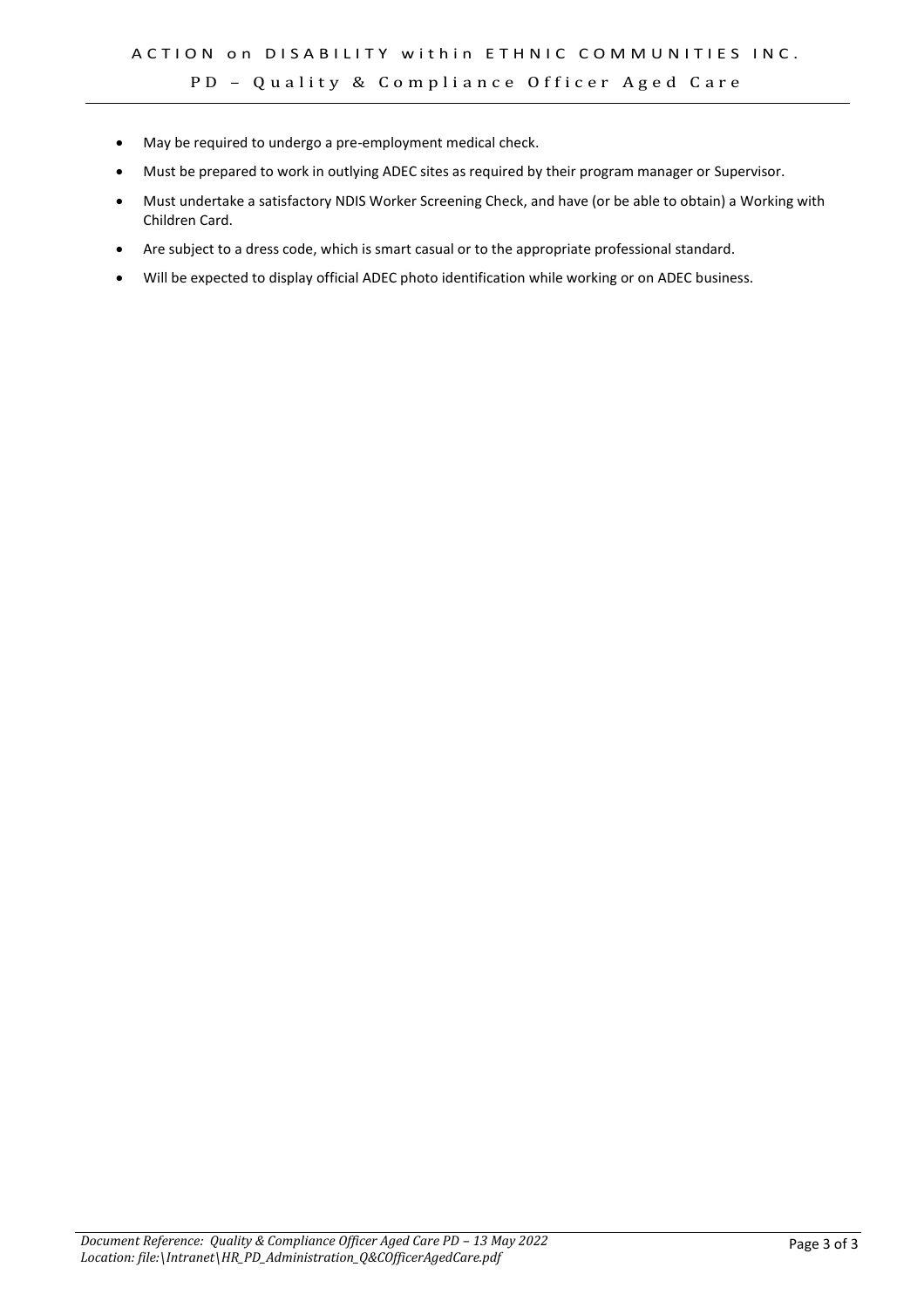- May be required to undergo a pre-employment medical check.
- Must be prepared to work in outlying ADEC sites as required by their program manager or Supervisor.
- Must undertake a satisfactory NDIS Worker Screening Check, and have (or be able to obtain) a Working with Children Card.
- Are subject to a dress code, which is smart casual or to the appropriate professional standard.
- Will be expected to display official ADEC photo identification while working or on ADEC business.